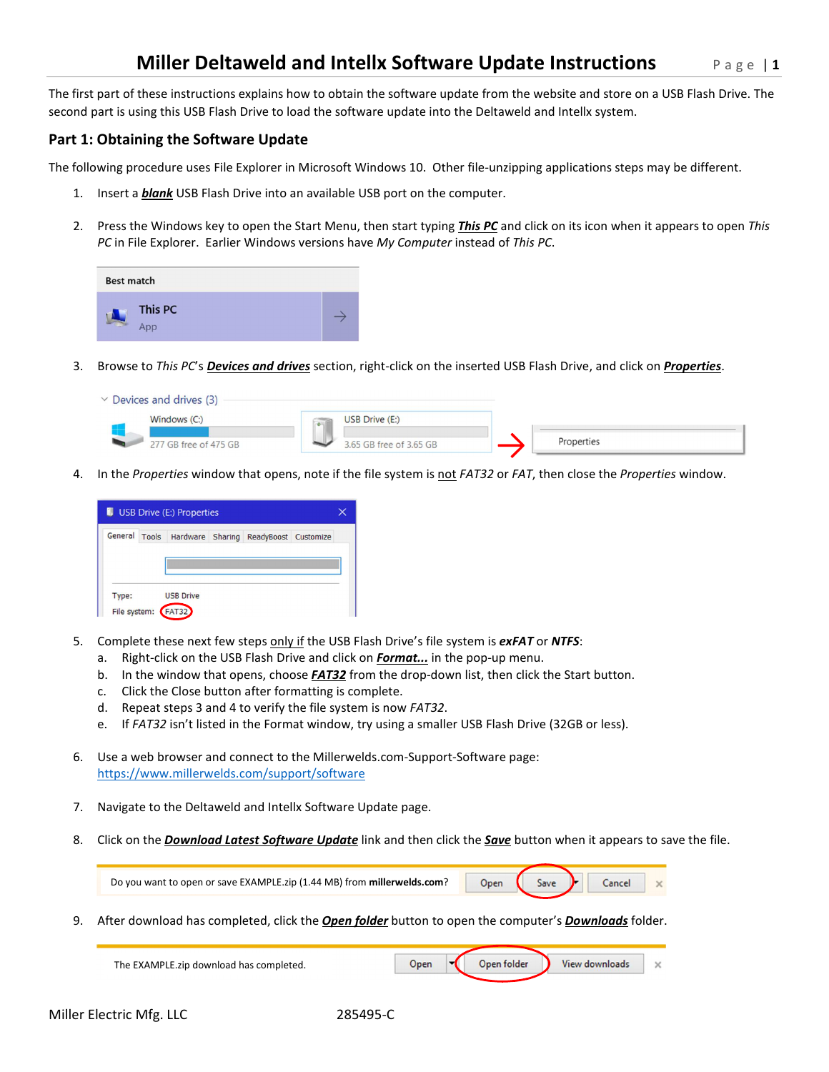# Miller Deltaweld and Intellx Software Update Instructions

The first part of these instructions explains how to obtain the software update from the website and store on a USB Flash Drive. The second part is using this USB Flash Drive to load the software update into the Deltaweld and Intellx system.

## Part 1: Obtaining the Software Update

The following procedure uses File Explorer in Microsoft Windows 10. Other file-unzipping applications steps may be different.

1. Insert a ***blank*** USB Flash Drive into an available USB port on the computer.

2. Press the Windows key to open the Start Menu, then start typing ***This PC*** and click on its icon when it appears to open *This PC* in File Explorer. Earlier Windows versions have *My Computer* instead of *This PC*.

3. Browse to *This PC*'s ***Devices and drives*** section, right-click on the inserted USB Flash Drive, and click on ***Properties***.

4. In the *Properties* window that opens, note if the file system is not *FAT32* or *FAT*, then close the *Properties* window.

5. Complete these next few steps only if the USB Flash Drive's file system is ***exFAT*** or ***NTFS***:
   a. Right-click on the USB Flash Drive and click on ***Format...*** in the pop-up menu.
   b. In the window that opens, choose ***FAT32*** from the drop-down list, then click the Start button.
   c. Click the Close button after formatting is complete.
   d. Repeat steps 3 and 4 to verify the file system is now *FAT32*.
   e. If *FAT32* isn't listed in the Format window, try using a smaller USB Flash Drive (32GB or less).

6. Use a web browser and connect to the Millerwelds.com-Support-Software page:
   https://www.millerwelds.com/support/software

7. Navigate to the Deltaweld and Intellx Software Update page.

8. Click on the ***Download Latest Software Update*** link and then click the ***Save*** button when it appears to save the file.

9. After download has completed, click the ***Open folder*** button to open the computer's ***Downloads*** folder.

Miller Electric Mfg. LLC 285495-C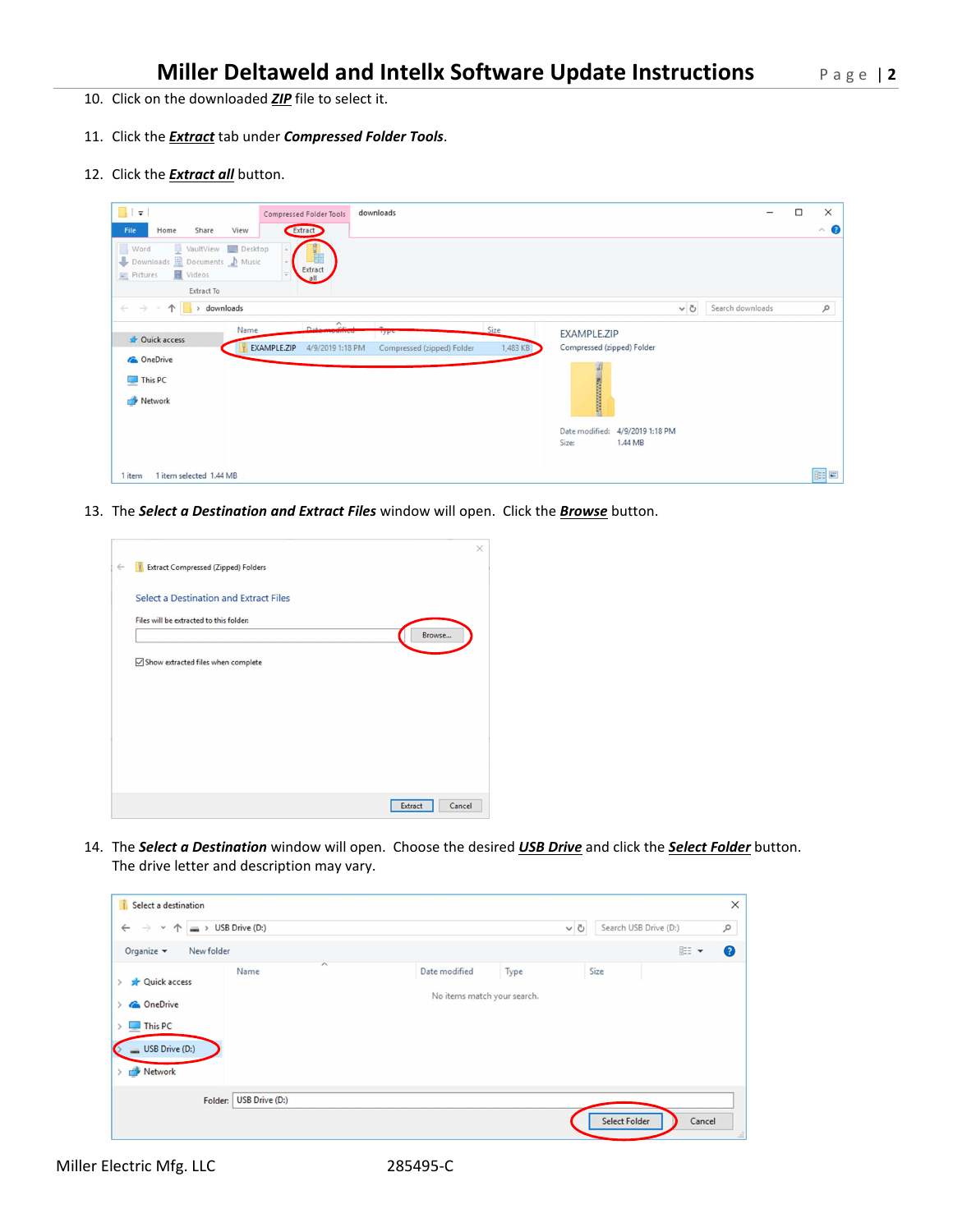10. Click on the downloaded ***ZIP*** file to select it.

11. Click the ***Extract*** tab under ***Compressed Folder Tools***.

12. Click the ***Extract all*** button.

13. The ***Select a Destination and Extract Files*** window will open. Click the ***Browse*** button.

14. The ***Select a Destination*** window will open. Choose the desired ***USB Drive*** and click the ***Select Folder*** button. The drive letter and description may vary.

Miller Electric Mfg. LLC 285495-C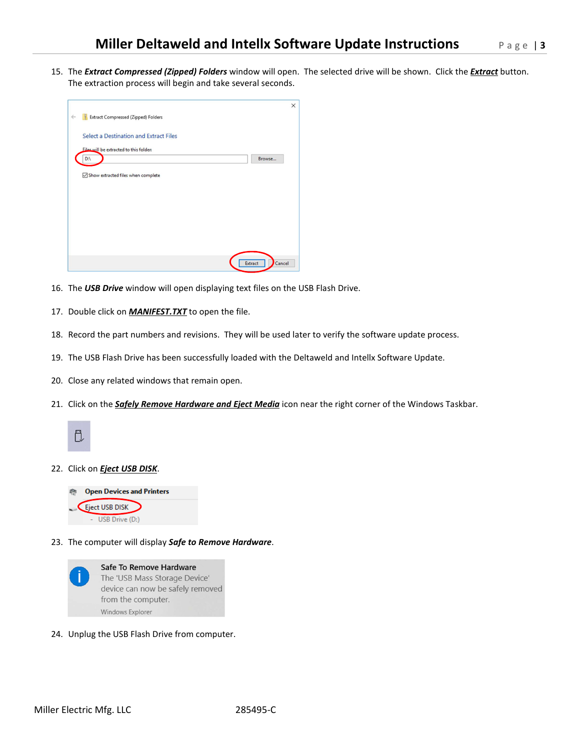15. The ***Extract Compressed (Zipped) Folders*** window will open. The selected drive will be shown. Click the ***Extract*** button. The extraction process will begin and take several seconds.

16. The ***USB Drive*** window will open displaying text files on the USB Flash Drive.

17. Double click on ***MANIFEST.TXT*** to open the file.

18. Record the part numbers and revisions. They will be used later to verify the software update process.

19. The USB Flash Drive has been successfully loaded with the Deltaweld and Intellx Software Update.

20. Close any related windows that remain open.

21. Click on the ***Safely Remove Hardware and Eject Media*** icon near the right corner of the Windows Taskbar.

22. Click on ***Eject USB DISK***.

23. The computer will display ***Safe to Remove Hardware***.

24. Unplug the USB Flash Drive from computer.

Miller Electric Mfg. LLC 285495-C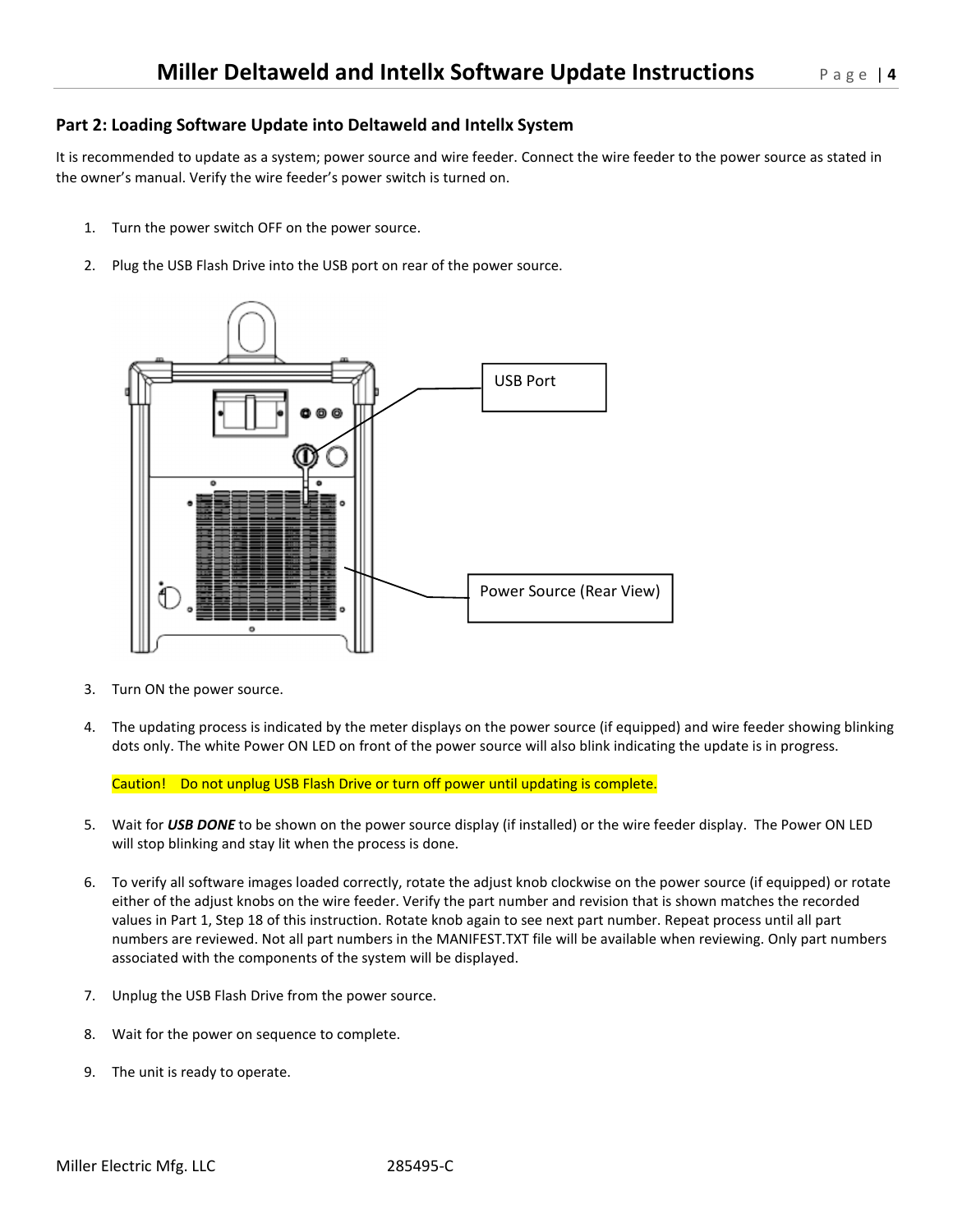## Part 2: Loading Software Update into Deltaweld and Intellx System

It is recommended to update as a system; power source and wire feeder. Connect the wire feeder to the power source as stated in the owner's manual. Verify the wire feeder's power switch is turned on.

1. Turn the power switch OFF on the power source.
2. Plug the USB Flash Drive into the USB port on rear of the power source.

USB Port

Power Source (Rear View)

3. Turn ON the power source.
4. The updating process is indicated by the meter displays on the power source (if equipped) and wire feeder showing blinking dots only. The white Power ON LED on front of the power source will also blink indicating the update is in progress.

   Caution! Do not unplug USB Flash Drive or turn off power until updating is complete.

5. Wait for ***USB DONE*** to be shown on the power source display (if installed) or the wire feeder display. The Power ON LED will stop blinking and stay lit when the process is done.
6. To verify all software images loaded correctly, rotate the adjust knob clockwise on the power source (if equipped) or rotate either of the adjust knobs on the wire feeder. Verify the part number and revision that is shown matches the recorded values in Part 1, Step 18 of this instruction. Rotate knob again to see next part number. Repeat process until all part numbers are reviewed. Not all part numbers in the MANIFEST.TXT file will be available when reviewing. Only part numbers associated with the components of the system will be displayed.
7. Unplug the USB Flash Drive from the power source.
8. Wait for the power on sequence to complete.
9. The unit is ready to operate.